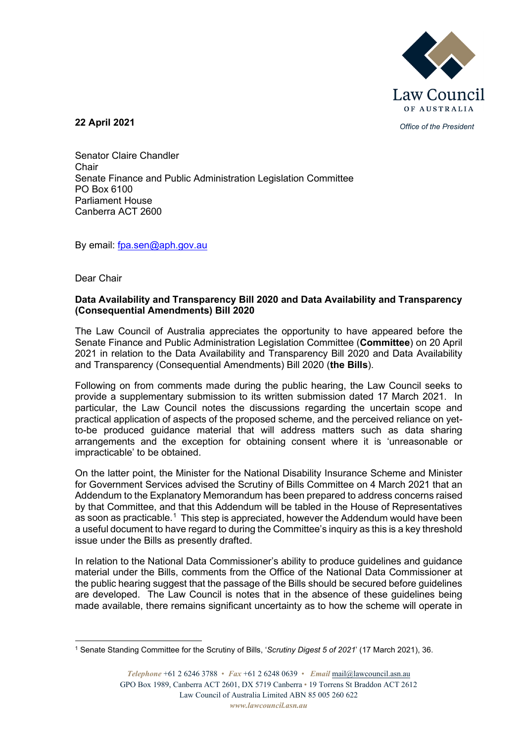Law Council OF AUSTRALIA

*Office of the President*

**22 April 2021**

Senator Claire Chandler
Chair
Senate Finance and Public Administration Legislation Committee
PO Box 6100
Parliament House
Canberra ACT 2600

By email: fpa.sen@aph.gov.au

Dear Chair

**Data Availability and Transparency Bill 2020 and Data Availability and Transparency (Consequential Amendments) Bill 2020**

The Law Council of Australia appreciates the opportunity to have appeared before the Senate Finance and Public Administration Legislation Committee (**Committee**) on 20 April 2021 in relation to the Data Availability and Transparency Bill 2020 and Data Availability and Transparency (Consequential Amendments) Bill 2020 (**the Bills**).

Following on from comments made during the public hearing, the Law Council seeks to provide a supplementary submission to its written submission dated 17 March 2021. In particular, the Law Council notes the discussions regarding the uncertain scope and practical application of aspects of the proposed scheme, and the perceived reliance on yet-to-be produced guidance material that will address matters such as data sharing arrangements and the exception for obtaining consent where it is 'unreasonable or impracticable' to be obtained.

On the latter point, the Minister for the National Disability Insurance Scheme and Minister for Government Services advised the Scrutiny of Bills Committee on 4 March 2021 that an Addendum to the Explanatory Memorandum has been prepared to address concerns raised by that Committee, and that this Addendum will be tabled in the House of Representatives as soon as practicable.[1] This step is appreciated, however the Addendum would have been a useful document to have regard to during the Committee's inquiry as this is a key threshold issue under the Bills as presently drafted.

In relation to the National Data Commissioner's ability to produce guidelines and guidance material under the Bills, comments from the Office of the National Data Commissioner at the public hearing suggest that the passage of the Bills should be secured before guidelines are developed. The Law Council is notes that in the absence of these guidelines being made available, there remains significant uncertainty as to how the scheme will operate in

[1] Senate Standing Committee for the Scrutiny of Bills, '*Scrutiny Digest 5 of 2021*' (17 March 2021), 36.

*Telephone* +61 2 6246 3788 • *Fax* +61 2 6248 0639 • *Email* mail@lawcouncil.asn.au
GPO Box 1989, Canberra ACT 2601, DX 5719 Canberra • 19 Torrens St Braddon ACT 2612
Law Council of Australia Limited ABN 85 005 260 622
*www.lawcouncil.asn.au*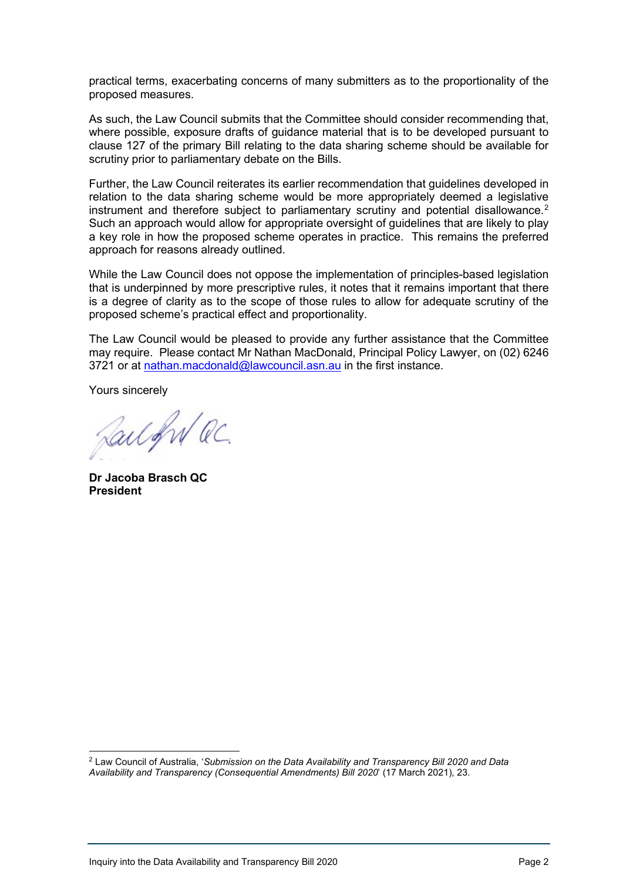practical terms, exacerbating concerns of many submitters as to the proportionality of the proposed measures.

As such, the Law Council submits that the Committee should consider recommending that, where possible, exposure drafts of guidance material that is to be developed pursuant to clause 127 of the primary Bill relating to the data sharing scheme should be available for scrutiny prior to parliamentary debate on the Bills.

Further, the Law Council reiterates its earlier recommendation that guidelines developed in relation to the data sharing scheme would be more appropriately deemed a legislative instrument and therefore subject to parliamentary scrutiny and potential disallowance.[2] Such an approach would allow for appropriate oversight of guidelines that are likely to play a key role in how the proposed scheme operates in practice. This remains the preferred approach for reasons already outlined.

While the Law Council does not oppose the implementation of principles-based legislation that is underpinned by more prescriptive rules, it notes that it remains important that there is a degree of clarity as to the scope of those rules to allow for adequate scrutiny of the proposed scheme's practical effect and proportionality.

The Law Council would be pleased to provide any further assistance that the Committee may require. Please contact Mr Nathan MacDonald, Principal Policy Lawyer, on (02) 6246 3721 or at nathan.macdonald@lawcouncil.asn.au in the first instance.

Yours sincerely

**Dr Jacoba Brasch QC**
**President**

---

[2] Law Council of Australia, '*Submission on the Data Availability and Transparency Bill 2020 and Data Availability and Transparency (Consequential Amendments) Bill 2020*' (17 March 2021), 23.